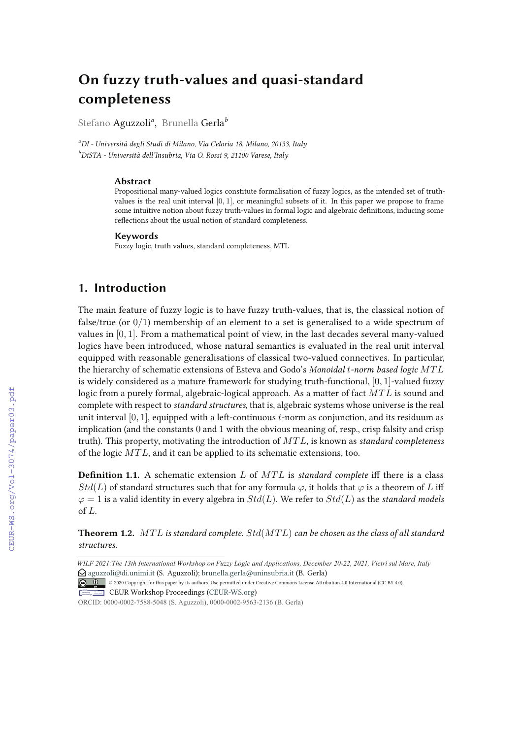# On fuzzy truth-values and quasi-standard completeness

Stefano Aguzzoli[a], Brunella Gerla[b]

[a]DI - Università degli Studi di Milano, Via Celoria 18, Milano, 20133, Italy
[b]DiSTA - Università dell'Insubria, Via O. Rossi 9, 21100 Varese, Italy

### Abstract

Propositional many-valued logics constitute formalisation of fuzzy logics, as the intended set of truth-values is the real unit interval $[0, 1]$, or meaningful subsets of it. In this paper we propose to frame some intuitive notion about fuzzy truth-values in formal logic and algebraic definitions, inducing some reflections about the usual notion of standard completeness.

### Keywords

Fuzzy logic, truth values, standard completeness, MTL

## 1. Introduction

The main feature of fuzzy logic is to have fuzzy truth-values, that is, the classical notion of false/true (or $0/1$) membership of an element to a set is generalised to a wide spectrum of values in $[0, 1]$. From a mathematical point of view, in the last decades several many-valued logics have been introduced, whose natural semantics is evaluated in the real unit interval equipped with reasonable generalisations of classical two-valued connectives. In particular, the hierarchy of schematic extensions of Esteva and Godo's *Monoidal $t$-norm based logic $MTL$* is widely considered as a mature framework for studying truth-functional, $[0, 1]$-valued fuzzy logic from a purely formal, algebraic-logical approach. As a matter of fact $MTL$ is sound and complete with respect to *standard structures*, that is, algebraic systems whose universe is the real unit interval $[0, 1]$, equipped with a left-continuous $t$-norm as conjunction, and its residuum as implication (and the constants $0$ and $1$ with the obvious meaning of, resp., crisp falsity and crisp truth). This property, motivating the introduction of $MTL$, is known as *standard completeness* of the logic $MTL$, and it can be applied to its schematic extensions, too.

**Definition 1.1.** A schematic extension $L$ of $MTL$ is *standard complete* iff there is a class $Std(L)$ of standard structures such that for any formula $\varphi$, it holds that $\varphi$ is a theorem of $L$ iff $\varphi = 1$ is a valid identity in every algebra in $Std(L)$. We refer to $Std(L)$ as the *standard models* of $L$.

**Theorem 1.2.** *$MTL$ is standard complete. $Std(MTL)$ can be chosen as the class of all standard structures.*

---

WILF 2021: The 13th International Workshop on Fuzzy Logic and Applications, December 20-22, 2021, Vietri sul Mare, Italy
aguzzoli@di.unimi.it (S. Aguzzoli); brunella.gerla@uninsubria.it (B. Gerla)
© 2020 Copyright for this paper by its authors. Use permitted under Creative Commons License Attribution 4.0 International (CC BY 4.0).
CEUR Workshop Proceedings (CEUR-WS.org)
ORCID: 0000-0002-7588-5048 (S. Aguzzoli), 0000-0002-9563-2136 (B. Gerla)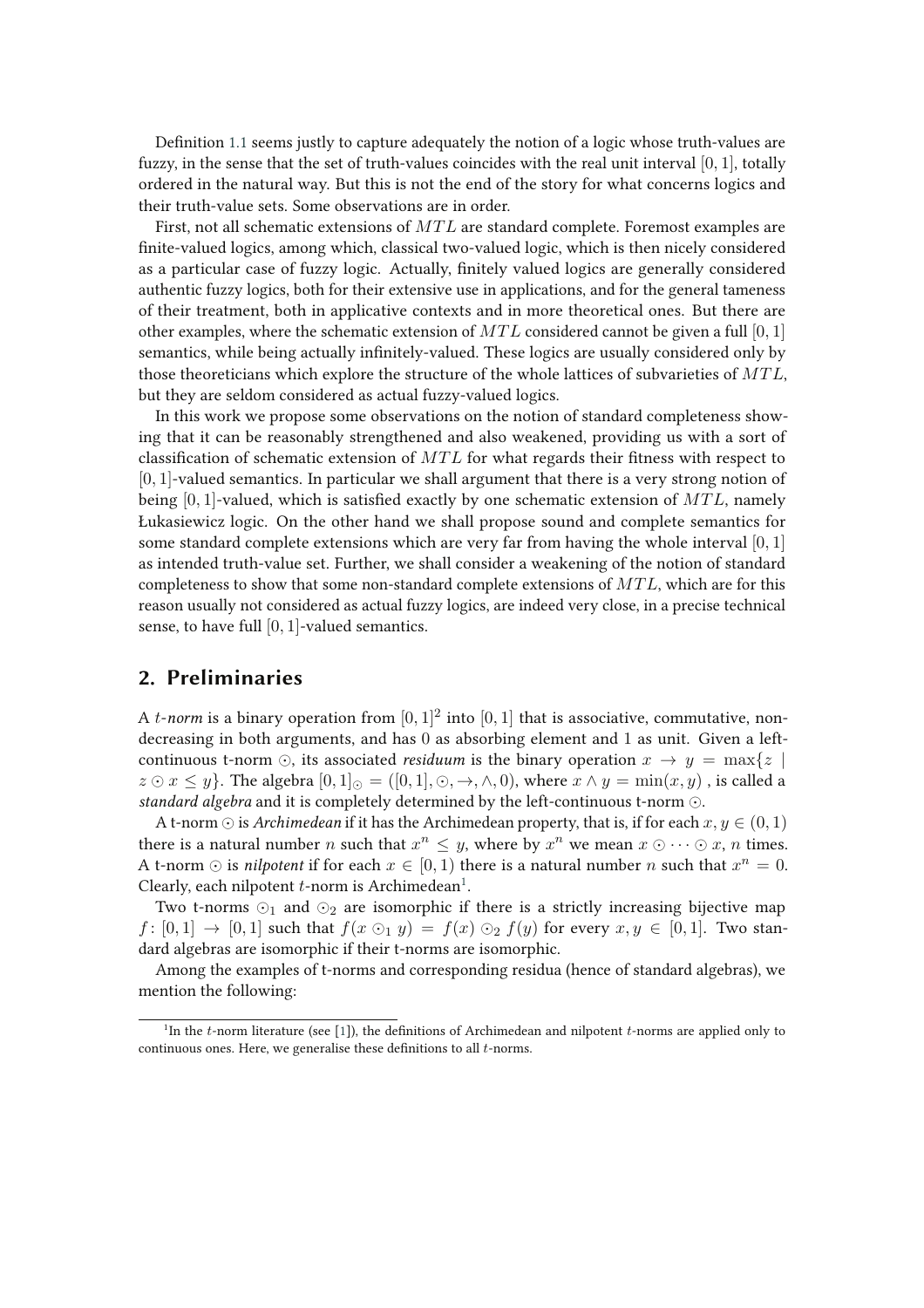Definition 1.1 seems justly to capture adequately the notion of a logic whose truth-values are fuzzy, in the sense that the set of truth-values coincides with the real unit interval $[0, 1]$, totally ordered in the natural way. But this is not the end of the story for what concerns logics and their truth-value sets. Some observations are in order.

First, not all schematic extensions of $MTL$ are standard complete. Foremost examples are finite-valued logics, among which, classical two-valued logic, which is then nicely considered as a particular case of fuzzy logic. Actually, finitely valued logics are generally considered authentic fuzzy logics, both for their extensive use in applications, and for the general tameness of their treatment, both in applicative contexts and in more theoretical ones. But there are other examples, where the schematic extension of $MTL$ considered cannot be given a full $[0, 1]$ semantics, while being actually infinitely-valued. These logics are usually considered only by those theoreticians which explore the structure of the whole lattices of subvarieties of $MTL$, but they are seldom considered as actual fuzzy-valued logics.

In this work we propose some observations on the notion of standard completeness showing that it can be reasonably strengthened and also weakened, providing us with a sort of classification of schematic extension of $MTL$ for what regards their fitness with respect to $[0, 1]$-valued semantics. In particular we shall argument that there is a very strong notion of being $[0, 1]$-valued, which is satisfied exactly by one schematic extension of $MTL$, namely Łukasiewicz logic. On the other hand we shall propose sound and complete semantics for some standard complete extensions which are very far from having the whole interval $[0, 1]$ as intended truth-value set. Further, we shall consider a weakening of the notion of standard completeness to show that some non-standard complete extensions of $MTL$, which are for this reason usually not considered as actual fuzzy logics, are indeed very close, in a precise technical sense, to have full $[0, 1]$-valued semantics.

## 2. Preliminaries

A *$t$-norm* is a binary operation from $[0, 1]^2$ into $[0, 1]$ that is associative, commutative, non-decreasing in both arguments, and has 0 as absorbing element and 1 as unit. Given a left-continuous t-norm $\odot$, its associated *residuum* is the binary operation $x \to y = \max\{z \mid z \odot x \leq y\}$. The algebra $[0, 1]_\odot = ([0, 1], \odot, \to, \wedge, 0)$, where $x \wedge y = \min(x, y)$ , is called a *standard algebra* and it is completely determined by the left-continuous t-norm $\odot$.

A t-norm $\odot$ is *Archimedean* if it has the Archimedean property, that is, if for each $x, y \in (0, 1)$ there is a natural number $n$ such that $x^n \leq y$, where by $x^n$ we mean $x \odot \cdots \odot x$, $n$ times. A t-norm $\odot$ is *nilpotent* if for each $x \in [0, 1)$ there is a natural number $n$ such that $x^n = 0$. Clearly, each nilpotent $t$-norm is Archimedean[1].

Two t-norms $\odot_1$ and $\odot_2$ are isomorphic if there is a strictly increasing bijective map $f : [0, 1] \to [0, 1]$ such that $f(x \odot_1 y) = f(x) \odot_2 f(y)$ for every $x, y \in [0, 1]$. Two standard algebras are isomorphic if their t-norms are isomorphic.

Among the examples of t-norms and corresponding residua (hence of standard algebras), we mention the following:

[1] In the $t$-norm literature (see [1]), the definitions of Archimedean and nilpotent $t$-norms are applied only to continuous ones. Here, we generalise these definitions to all $t$-norms.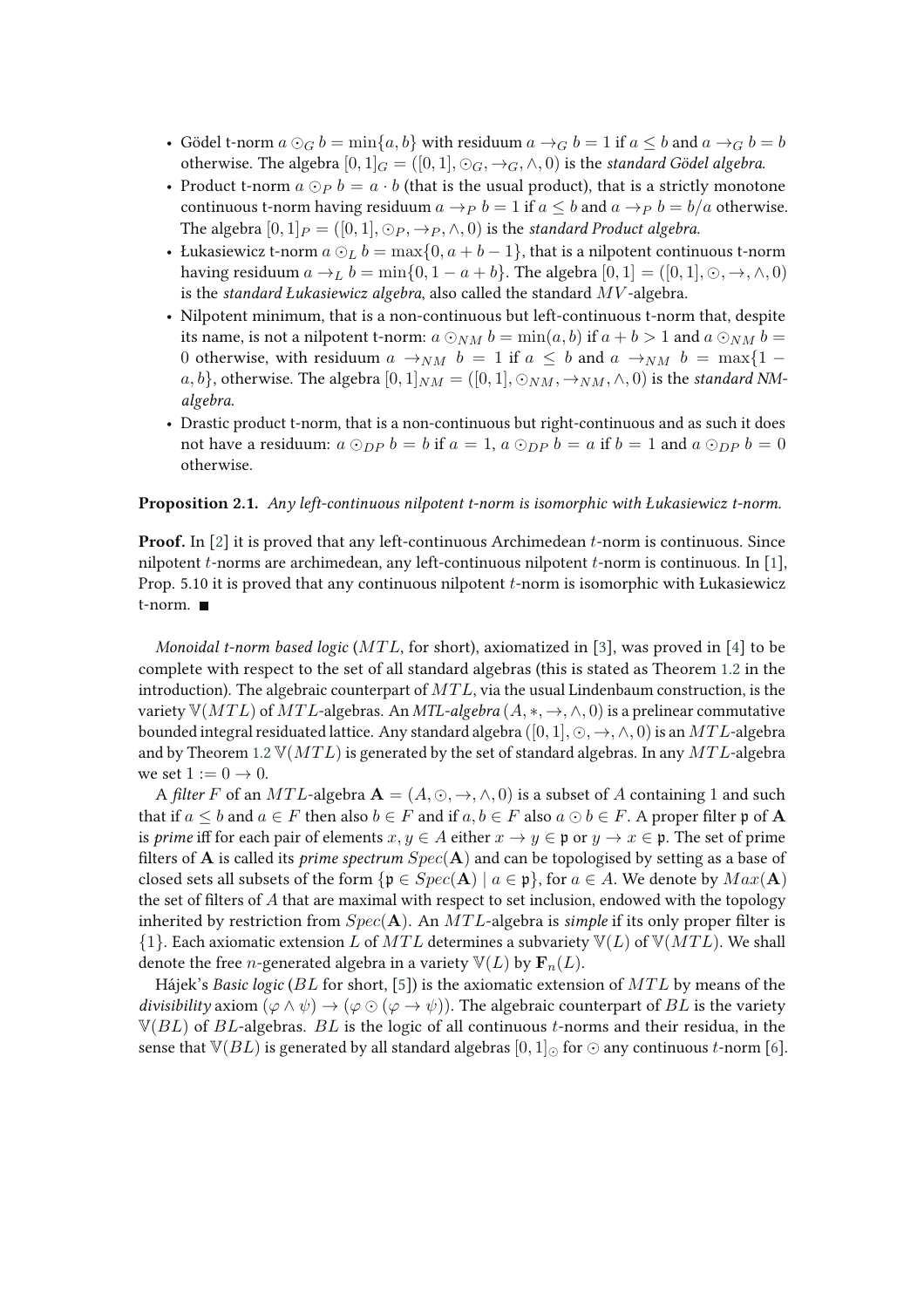- Gödel t-norm $a \odot_G b = \min\{a, b\}$ with residuum $a \to_G b = 1$ if $a \leq b$ and $a \to_G b = b$ otherwise. The algebra $[0,1]_G = ([0,1], \odot_G, \to_G, \wedge, 0)$ is the *standard Gödel algebra*.
- Product t-norm $a \odot_P b = a \cdot b$ (that is the usual product), that is a strictly monotone continuous t-norm having residuum $a \to_P b = 1$ if $a \leq b$ and $a \to_P b = b/a$ otherwise. The algebra $[0,1]_P = ([0,1], \odot_P, \to_P, \wedge, 0)$ is the *standard Product algebra*.
- Łukasiewicz t-norm $a \odot_L b = \max\{0, a + b - 1\}$, that is a nilpotent continuous t-norm having residuum $a \to_L b = \min\{0, 1 - a + b\}$. The algebra $[0,1] = ([0,1], \odot, \to, \wedge, 0)$ is the *standard Łukasiewicz algebra*, also called the standard $MV$-algebra.
- Nilpotent minimum, that is a non-continuous but left-continuous t-norm that, despite its name, is not a nilpotent t-norm: $a \odot_{NM} b = \min(a, b)$ if $a + b > 1$ and $a \odot_{NM} b = 0$ otherwise, with residuum $a \to_{NM} b = 1$ if $a \leq b$ and $a \to_{NM} b = \max\{1 - a, b\}$, otherwise. The algebra $[0,1]_{NM} = ([0,1], \odot_{NM}, \to_{NM}, \wedge, 0)$ is the *standard NM-algebra*.
- Drastic product t-norm, that is a non-continuous but right-continuous and as such it does not have a residuum: $a \odot_{DP} b = b$ if $a = 1$, $a \odot_{DP} b = a$ if $b = 1$ and $a \odot_{DP} b = 0$ otherwise.

**Proposition 2.1.** *Any left-continuous nilpotent t-norm is isomorphic with Łukasiewicz t-norm.*

**Proof.** In [2] it is proved that any left-continuous Archimedean $t$-norm is continuous. Since nilpotent $t$-norms are archimedean, any left-continuous nilpotent $t$-norm is continuous. In [1], Prop. 5.10 it is proved that any continuous nilpotent $t$-norm is isomorphic with Łukasiewicz t-norm. ∎

*Monoidal t-norm based logic* ($MTL$, for short), axiomatized in [3], was proved in [4] to be complete with respect to the set of all standard algebras (this is stated as Theorem 1.2 in the introduction). The algebraic counterpart of $MTL$, via the usual Lindenbaum construction, is the variety $\mathbb{V}(MTL)$ of $MTL$-algebras. An *MTL-algebra* $(A, *, \to, \wedge, 0)$ is a prelinear commutative bounded integral residuated lattice. Any standard algebra $([0,1], \odot, \to, \wedge, 0)$ is an $MTL$-algebra and by Theorem 1.2 $\mathbb{V}(MTL)$ is generated by the set of standard algebras. In any $MTL$-algebra we set $1 := 0 \to 0$.

A *filter* $F$ of an $MTL$-algebra $\mathbf{A} = (A, \odot, \to, \wedge, 0)$ is a subset of $A$ containing $1$ and such that if $a \leq b$ and $a \in F$ then also $b \in F$ and if $a, b \in F$ also $a \odot b \in F$. A proper filter $\mathfrak{p}$ of $\mathbf{A}$ is *prime* iff for each pair of elements $x, y \in A$ either $x \to y \in \mathfrak{p}$ or $y \to x \in \mathfrak{p}$. The set of prime filters of $\mathbf{A}$ is called its *prime spectrum* $Spec(\mathbf{A})$ and can be topologised by setting as a base of closed sets all subsets of the form $\{\mathfrak{p} \in Spec(\mathbf{A}) \mid a \in \mathfrak{p}\}$, for $a \in A$. We denote by $Max(\mathbf{A})$ the set of filters of $A$ that are maximal with respect to set inclusion, endowed with the topology inherited by restriction from $Spec(\mathbf{A})$. An $MTL$-algebra is *simple* if its only proper filter is $\{1\}$. Each axiomatic extension $L$ of $MTL$ determines a subvariety $\mathbb{V}(L)$ of $\mathbb{V}(MTL)$. We shall denote the free $n$-generated algebra in a variety $\mathbb{V}(L)$ by $\mathbf{F}_n(L)$.

Hájek's *Basic logic* ($BL$ for short, [5]) is the axiomatic extension of $MTL$ by means of the *divisibility* axiom $(\varphi \wedge \psi) \to (\varphi \odot (\varphi \to \psi))$. The algebraic counterpart of $BL$ is the variety $\mathbb{V}(BL)$ of $BL$-algebras. $BL$ is the logic of all continuous $t$-norms and their residua, in the sense that $\mathbb{V}(BL)$ is generated by all standard algebras $[0,1]_\odot$ for $\odot$ any continuous $t$-norm [6].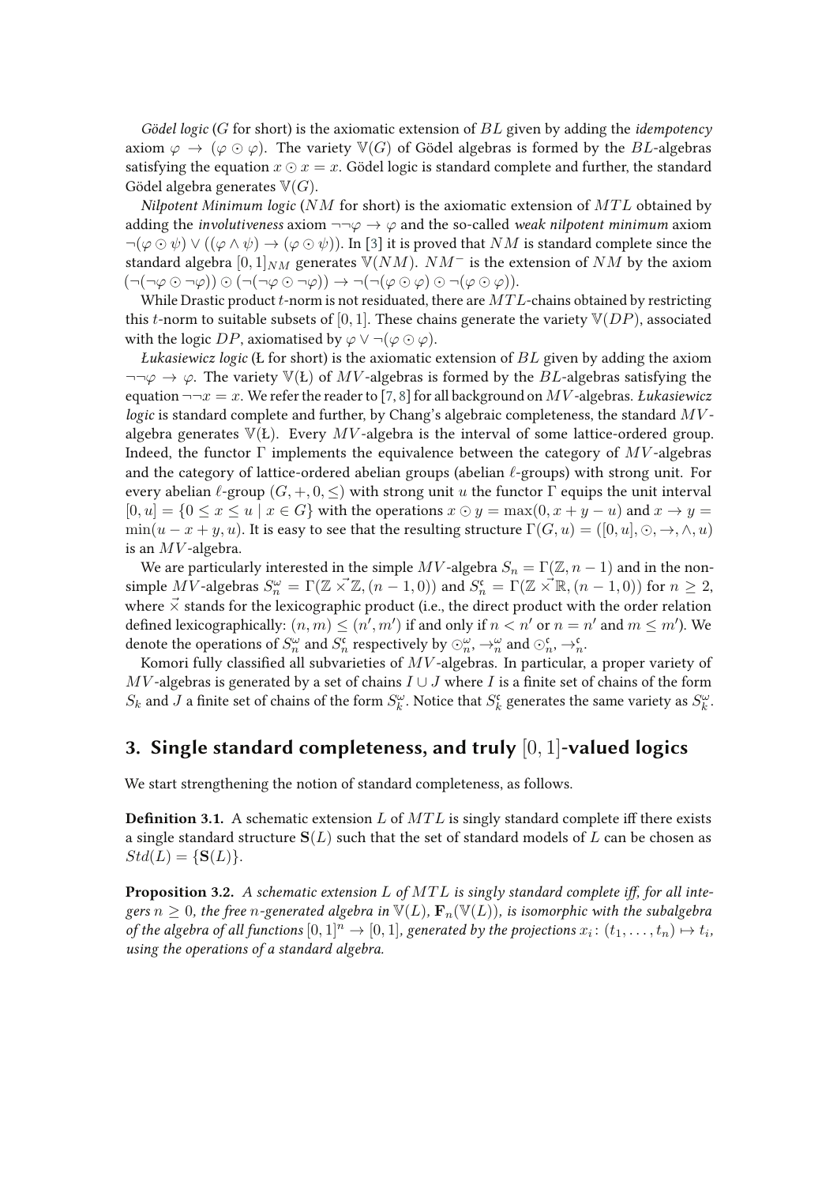*Gödel logic* ($G$ for short) is the axiomatic extension of $BL$ given by adding the *idempotency* axiom $\varphi \to (\varphi \odot \varphi)$. The variety $\mathbb{V}(G)$ of Gödel algebras is formed by the $BL$-algebras satisfying the equation $x \odot x = x$. Gödel logic is standard complete and further, the standard Gödel algebra generates $\mathbb{V}(G)$.

*Nilpotent Minimum logic* ($NM$ for short) is the axiomatic extension of $MTL$ obtained by adding the *involutiveness* axiom $\neg\neg\varphi \to \varphi$ and the so-called *weak nilpotent minimum* axiom $\neg(\varphi \odot \psi) \vee ((\varphi \wedge \psi) \to (\varphi \odot \psi))$. In [3] it is proved that $NM$ is standard complete since the standard algebra $[0,1]_{NM}$ generates $\mathbb{V}(NM)$. $NM^-$ is the extension of $NM$ by the axiom $(\neg(\neg\varphi \odot \neg\varphi)) \odot (\neg(\neg\varphi \odot \neg\varphi)) \to \neg(\neg(\varphi \odot \varphi) \odot \neg(\varphi \odot \varphi))$.

While Drastic product $t$-norm is not residuated, there are $MTL$-chains obtained by restricting this $t$-norm to suitable subsets of $[0,1]$. These chains generate the variety $\mathbb{V}(DP)$, associated with the logic $DP$, axiomatised by $\varphi \vee \neg(\varphi \odot \varphi)$.

*Łukasiewicz logic* (Ł for short) is the axiomatic extension of $BL$ given by adding the axiom $\neg\neg\varphi \to \varphi$. The variety $\mathbb{V}(\text{Ł})$ of $MV$-algebras is formed by the $BL$-algebras satisfying the equation $\neg\neg x = x$. We refer the reader to [7, 8] for all background on $MV$-algebras. *Łukasiewicz logic* is standard complete and further, by Chang's algebraic completeness, the standard $MV$-algebra generates $\mathbb{V}(\text{Ł})$. Every $MV$-algebra is the interval of some lattice-ordered group. Indeed, the functor $\Gamma$ implements the equivalence between the category of $MV$-algebras and the category of lattice-ordered abelian groups (abelian $\ell$-groups) with strong unit. For every abelian $\ell$-group $(G, +, 0, \leq)$ with strong unit $u$ the functor $\Gamma$ equips the unit interval $[0, u] = \{0 \leq x \leq u \mid x \in G\}$ with the operations $x \odot y = \max(0, x + y - u)$ and $x \to y = \min(u - x + y, u)$. It is easy to see that the resulting structure $\Gamma(G, u) = ([0, u], \odot, \to, \wedge, u)$ is an $MV$-algebra.

We are particularly interested in the simple $MV$-algebra $S_n = \Gamma(\mathbb{Z}, n-1)$ and in the non-simple $MV$-algebras $S_n^\omega = \Gamma(\mathbb{Z} \vec{\times} \mathbb{Z}, (n-1, 0))$ and $S_n^\mathfrak{c} = \Gamma(\mathbb{Z} \vec{\times} \mathbb{R}, (n-1, 0))$ for $n \geq 2$, where $\vec{\times}$ stands for the lexicographic product (i.e., the direct product with the order relation defined lexicographically: $(n, m) \leq (n', m')$ if and only if $n < n'$ or $n = n'$ and $m \leq m'$). We denote the operations of $S_n^\omega$ and $S_n^\mathfrak{c}$ respectively by $\odot_n^\omega, \to_n^\omega$ and $\odot_n^\mathfrak{c}, \to_n^\mathfrak{c}$.

Komori fully classified all subvarieties of $MV$-algebras. In particular, a proper variety of $MV$-algebras is generated by a set of chains $I \cup J$ where $I$ is a finite set of chains of the form $S_k$ and $J$ a finite set of chains of the form $S_k^\omega$. Notice that $S_k^\mathfrak{c}$ generates the same variety as $S_k^\omega$.

## 3. Single standard completeness, and truly $[0,1]$-valued logics

We start strengthening the notion of standard completeness, as follows.

**Definition 3.1.** A schematic extension $L$ of $MTL$ is singly standard complete iff there exists a single standard structure $\mathbf{S}(L)$ such that the set of standard models of $L$ can be chosen as $Std(L) = \{\mathbf{S}(L)\}$.

**Proposition 3.2.** *A schematic extension $L$ of $MTL$ is singly standard complete iff, for all integers $n \geq 0$, the free $n$-generated algebra in $\mathbb{V}(L)$, $\mathbf{F}_n(\mathbb{V}(L))$, is isomorphic with the subalgebra of the algebra of all functions $[0,1]^n \to [0,1]$, generated by the projections $x_i \colon (t_1, \ldots, t_n) \mapsto t_i$, using the operations of a standard algebra.*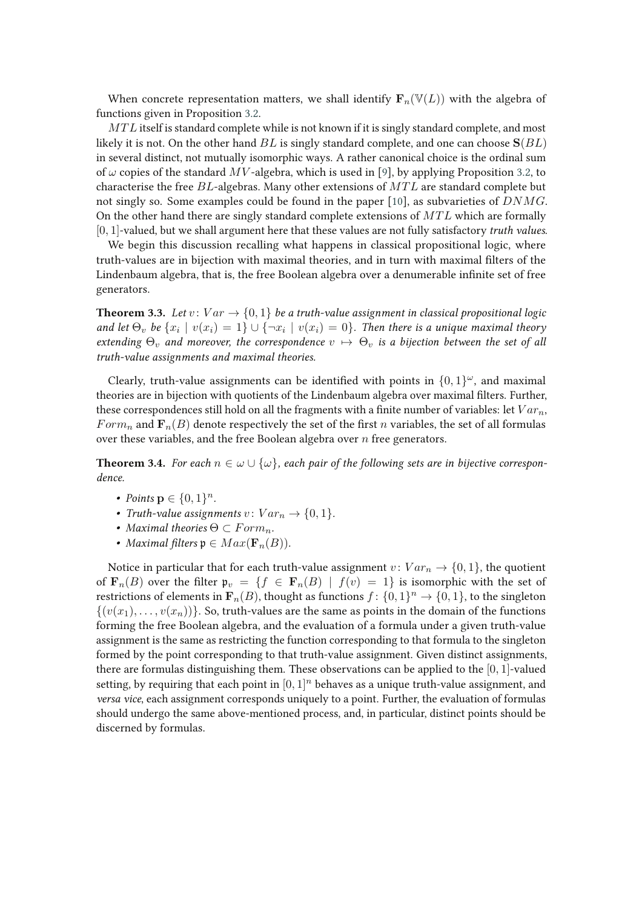When concrete representation matters, we shall identify $\mathbf{F}_n(\mathbb{V}(L))$ with the algebra of functions given in Proposition 3.2.

$MTL$ itself is standard complete while is not known if it is singly standard complete, and most likely it is not. On the other hand $BL$ is singly standard complete, and one can choose $\mathbf{S}(BL)$ in several distinct, not mutually isomorphic ways. A rather canonical choice is the ordinal sum of $\omega$ copies of the standard $MV$-algebra, which is used in [9], by applying Proposition 3.2, to characterise the free $BL$-algebras. Many other extensions of $MTL$ are standard complete but not singly so. Some examples could be found in the paper [10], as subvarieties of $DNMG$. On the other hand there are singly standard complete extensions of $MTL$ which are formally $[0, 1]$-valued, but we shall argument here that these values are not fully satisfactory *truth values*.

We begin this discussion recalling what happens in classical propositional logic, where truth-values are in bijection with maximal theories, and in turn with maximal filters of the Lindenbaum algebra, that is, the free Boolean algebra over a denumerable infinite set of free generators.

**Theorem 3.3.** *Let $v\colon Var \to \{0, 1\}$ be a truth-value assignment in classical propositional logic and let $\Theta_v$ be $\{x_i \mid v(x_i) = 1\} \cup \{\neg x_i \mid v(x_i) = 0\}$. Then there is a unique maximal theory extending $\Theta_v$ and moreover, the correspondence $v \mapsto \Theta_v$ is a bijection between the set of all truth-value assignments and maximal theories.*

Clearly, truth-value assignments can be identified with points in $\{0, 1\}^\omega$, and maximal theories are in bijection with quotients of the Lindenbaum algebra over maximal filters. Further, these correspondences still hold on all the fragments with a finite number of variables: let $Var_n$, $Form_n$ and $\mathbf{F}_n(B)$ denote respectively the set of the first $n$ variables, the set of all formulas over these variables, and the free Boolean algebra over $n$ free generators.

**Theorem 3.4.** *For each $n \in \omega \cup \{\omega\}$, each pair of the following sets are in bijective correspondence.*

- *Points $\mathbf{p} \in \{0, 1\}^n$.*
- *Truth-value assignments $v\colon Var_n \to \{0, 1\}$.*
- *Maximal theories $\Theta \subset Form_n$.*
- *Maximal filters $\mathfrak{p} \in Max(\mathbf{F}_n(B))$.*

Notice in particular that for each truth-value assignment $v\colon Var_n \to \{0, 1\}$, the quotient of $\mathbf{F}_n(B)$ over the filter $\mathfrak{p}_v = \{f \in \mathbf{F}_n(B) \mid f(v) = 1\}$ is isomorphic with the set of restrictions of elements in $\mathbf{F}_n(B)$, thought as functions $f\colon \{0, 1\}^n \to \{0, 1\}$, to the singleton $\{(v(x_1), \ldots, v(x_n))\}$. So, truth-values are the same as points in the domain of the functions forming the free Boolean algebra, and the evaluation of a formula under a given truth-value assignment is the same as restricting the function corresponding to that formula to the singleton formed by the point corresponding to that truth-value assignment. Given distinct assignments, there are formulas distinguishing them. These observations can be applied to the $[0, 1]$-valued setting, by requiring that each point in $[0, 1]^n$ behaves as a unique truth-value assignment, and *versa vice*, each assignment corresponds uniquely to a point. Further, the evaluation of formulas should undergo the same above-mentioned process, and, in particular, distinct points should be discerned by formulas.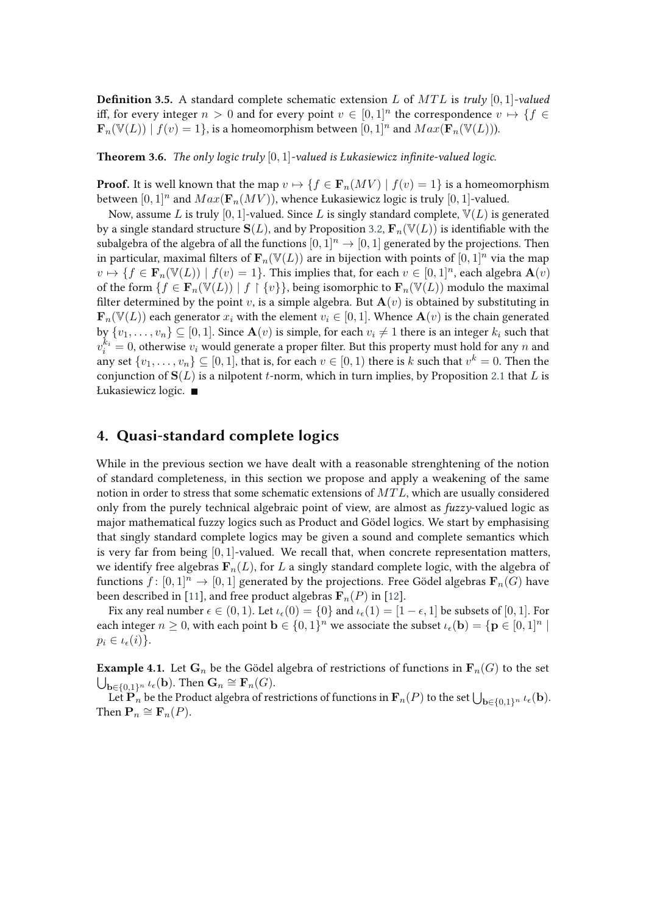**Definition 3.5.** A standard complete schematic extension $L$ of $MTL$ is *truly* $[0,1]$*-valued* iff, for every integer $n > 0$ and for every point $v \in [0,1]^n$ the correspondence $v \mapsto \{f \in \mathbf{F}_n(\mathbb{V}(L)) \mid f(v) = 1\}$, is a homeomorphism between $[0,1]^n$ and $Max(\mathbf{F}_n(\mathbb{V}(L)))$.

**Theorem 3.6.** *The only logic truly* $[0,1]$*-valued is Łukasiewicz infinite-valued logic.*

**Proof.** It is well known that the map $v \mapsto \{f \in \mathbf{F}_n(MV) \mid f(v) = 1\}$ is a homeomorphism between $[0,1]^n$ and $Max(\mathbf{F}_n(MV))$, whence Łukasiewicz logic is truly $[0,1]$-valued.

Now, assume $L$ is truly $[0,1]$-valued. Since $L$ is singly standard complete, $\mathbb{V}(L)$ is generated by a single standard structure $\mathbf{S}(L)$, and by Proposition 3.2, $\mathbf{F}_n(\mathbb{V}(L))$ is identifiable with the subalgebra of the algebra of all the functions $[0,1]^n \to [0,1]$ generated by the projections. Then in particular, maximal filters of $\mathbf{F}_n(\mathbb{V}(L))$ are in bijection with points of $[0,1]^n$ via the map $v \mapsto \{f \in \mathbf{F}_n(\mathbb{V}(L)) \mid f(v) = 1\}$. This implies that, for each $v \in [0,1]^n$, each algebra $\mathbf{A}(v)$ of the form $\{f \in \mathbf{F}_n(\mathbb{V}(L)) \mid f \upharpoonright \{v\}\}$, being isomorphic to $\mathbf{F}_n(\mathbb{V}(L))$ modulo the maximal filter determined by the point $v$, is a simple algebra. But $\mathbf{A}(v)$ is obtained by substituting in $\mathbf{F}_n(\mathbb{V}(L))$ each generator $x_i$ with the element $v_i \in [0,1]$. Whence $\mathbf{A}(v)$ is the chain generated by $\{v_1, \ldots, v_n\} \subseteq [0,1]$. Since $\mathbf{A}(v)$ is simple, for each $v_i \neq 1$ there is an integer $k_i$ such that $v_i^{k_i} = 0$, otherwise $v_i$ would generate a proper filter. But this property must hold for any $n$ and any set $\{v_1, \ldots, v_n\} \subseteq [0,1]$, that is, for each $v \in [0,1)$ there is $k$ such that $v^k = 0$. Then the conjunction of $\mathbf{S}(L)$ is a nilpotent $t$-norm, which in turn implies, by Proposition 2.1 that $L$ is Łukasiewicz logic. ■

## 4. Quasi-standard complete logics

While in the previous section we have dealt with a reasonable strenghtening of the notion of standard completeness, in this section we propose and apply a weakening of the same notion in order to stress that some schematic extensions of $MTL$, which are usually considered only from the purely technical algebraic point of view, are almost as *fuzzy*-valued logic as major mathematical fuzzy logics such as Product and Gödel logics. We start by emphasising that singly standard complete logics may be given a sound and complete semantics which is very far from being $[0,1]$-valued. We recall that, when concrete representation matters, we identify free algebras $\mathbf{F}_n(L)$, for $L$ a singly standard complete logic, with the algebra of functions $f\colon [0,1]^n \to [0,1]$ generated by the projections. Free Gödel algebras $\mathbf{F}_n(G)$ have been described in [11], and free product algebras $\mathbf{F}_n(P)$ in [12].

Fix any real number $\epsilon \in (0,1)$. Let $\iota_\epsilon(0) = \{0\}$ and $\iota_\epsilon(1) = [1-\epsilon, 1]$ be subsets of $[0,1]$. For each integer $n \geq 0$, with each point $\mathbf{b} \in \{0,1\}^n$ we associate the subset $\iota_\epsilon(\mathbf{b}) = \{\mathbf{p} \in [0,1]^n \mid p_i \in \iota_\epsilon(i)\}$.

**Example 4.1.** Let $\mathbf{G}_n$ be the Gödel algebra of restrictions of functions in $\mathbf{F}_n(G)$ to the set $\bigcup_{\mathbf{b} \in \{0,1\}^n} \iota_\epsilon(\mathbf{b})$. Then $\mathbf{G}_n \cong \mathbf{F}_n(G)$.

Let $\mathbf{P}_n$ be the Product algebra of restrictions of functions in $\mathbf{F}_n(P)$ to the set $\bigcup_{\mathbf{b} \in \{0,1\}^n} \iota_\epsilon(\mathbf{b})$. Then $\mathbf{P}_n \cong \mathbf{F}_n(P)$.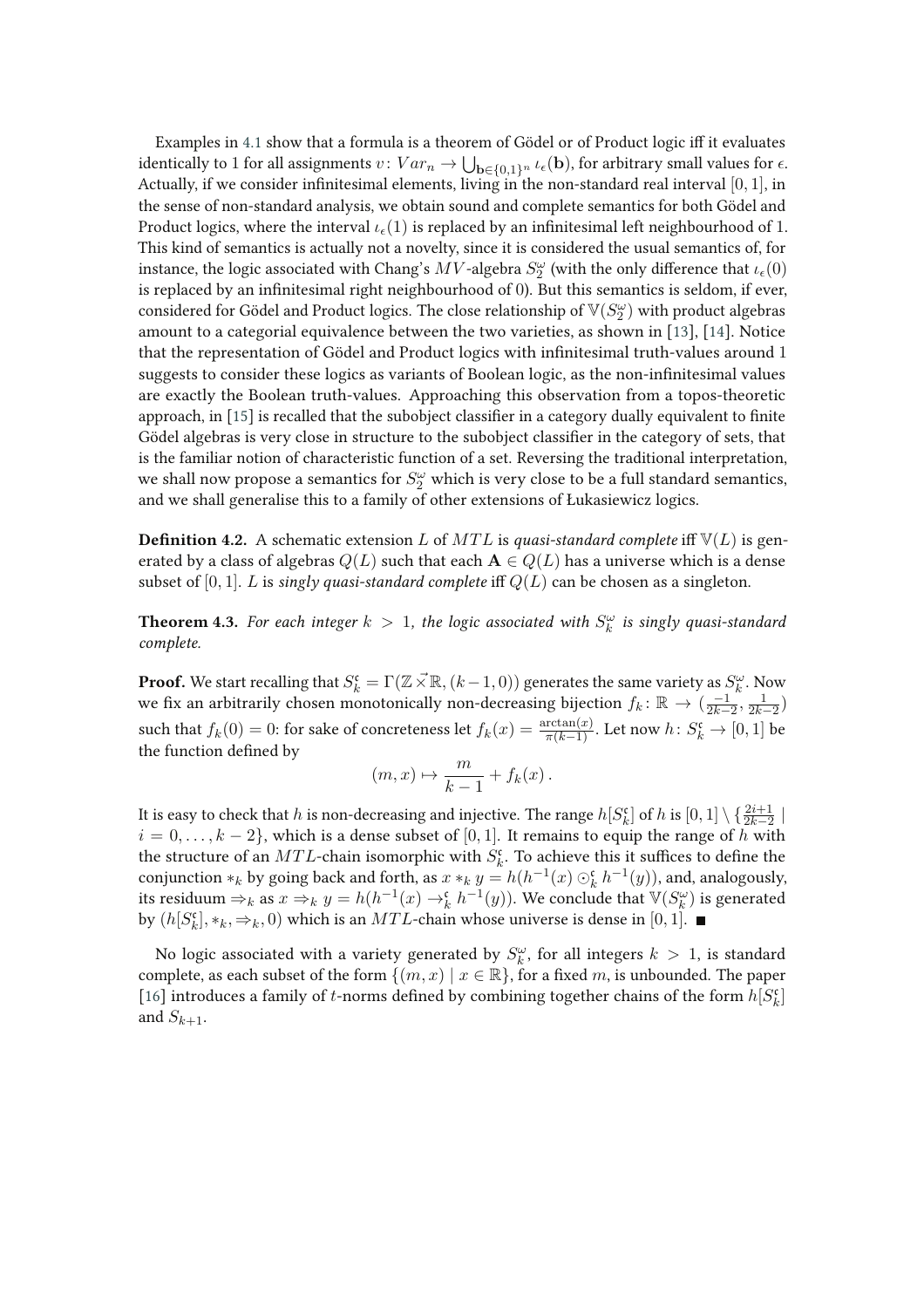Examples in 4.1 show that a formula is a theorem of Gödel or of Product logic iff it evaluates identically to 1 for all assignments $v\colon Var_n \to \bigcup_{\mathbf{b}\in\{0,1\}^n} \iota_\epsilon(\mathbf{b})$, for arbitrary small values for $\epsilon$. Actually, if we consider infinitesimal elements, living in the non-standard real interval $[0,1]$, in the sense of non-standard analysis, we obtain sound and complete semantics for both Gödel and Product logics, where the interval $\iota_\epsilon(1)$ is replaced by an infinitesimal left neighbourhood of 1. This kind of semantics is actually not a novelty, since it is considered the usual semantics of, for instance, the logic associated with Chang's $MV$-algebra $S_2^\omega$ (with the only difference that $\iota_\epsilon(0)$ is replaced by an infinitesimal right neighbourhood of 0). But this semantics is seldom, if ever, considered for Gödel and Product logics. The close relationship of $\mathbb{V}(S_2^\omega)$ with product algebras amount to a categorial equivalence between the two varieties, as shown in [13], [14]. Notice that the representation of Gödel and Product logics with infinitesimal truth-values around 1 suggests to consider these logics as variants of Boolean logic, as the non-infinitesimal values are exactly the Boolean truth-values. Approaching this observation from a topos-theoretic approach, in [15] is recalled that the subobject classifier in a category dually equivalent to finite Gödel algebras is very close in structure to the subobject classifier in the category of sets, that is the familiar notion of characteristic function of a set. Reversing the traditional interpretation, we shall now propose a semantics for $S_2^\omega$ which is very close to be a full standard semantics, and we shall generalise this to a family of other extensions of Łukasiewicz logics.

**Definition 4.2.** A schematic extension $L$ of $MTL$ is *quasi-standard complete* iff $\mathbb{V}(L)$ is generated by a class of algebras $Q(L)$ such that each $\mathbf{A} \in Q(L)$ has a universe which is a dense subset of $[0,1]$. $L$ is *singly quasi-standard complete* iff $Q(L)$ can be chosen as a singleton.

**Theorem 4.3.** *For each integer $k > 1$, the logic associated with $S_k^\omega$ is singly quasi-standard complete.*

**Proof.** We start recalling that $S_k^{\mathfrak{c}} = \Gamma(\mathbb{Z} \vec{\times} \mathbb{R}, (k-1, 0))$ generates the same variety as $S_k^\omega$. Now we fix an arbitrarily chosen monotonically non-decreasing bijection $f_k\colon \mathbb{R} \to (\frac{-1}{2k-2}, \frac{1}{2k-2})$ such that $f_k(0) = 0$: for sake of concreteness let $f_k(x) = \frac{\arctan(x)}{\pi(k-1)}$. Let now $h\colon S_k^{\mathfrak{c}} \to [0,1]$ be the function defined by

$$(m, x) \mapsto \frac{m}{k-1} + f_k(x)\,.$$

It is easy to check that $h$ is non-decreasing and injective. The range $h[S_k^{\mathfrak{c}}]$ of $h$ is $[0,1] \setminus \{\frac{2i+1}{2k-2} \mid i = 0, \ldots, k-2\}$, which is a dense subset of $[0,1]$. It remains to equip the range of $h$ with the structure of an $MTL$-chain isomorphic with $S_k^{\mathfrak{c}}$. To achieve this it suffices to define the conjunction $*_k$ by going back and forth, as $x *_k y = h(h^{-1}(x) \odot_k^{\mathfrak{c}} h^{-1}(y))$, and, analogously, its residuum $\Rightarrow_k$ as $x \Rightarrow_k y = h(h^{-1}(x) \to_k^{\mathfrak{c}} h^{-1}(y))$. We conclude that $\mathbb{V}(S_k^\omega)$ is generated by $(h[S_k^{\mathfrak{c}}], *_k, \Rightarrow_k, 0)$ which is an $MTL$-chain whose universe is dense in $[0,1]$. ■

No logic associated with a variety generated by $S_k^\omega$, for all integers $k > 1$, is standard complete, as each subset of the form $\{(m, x) \mid x \in \mathbb{R}\}$, for a fixed $m$, is unbounded. The paper [16] introduces a family of $t$-norms defined by combining together chains of the form $h[S_k^{\mathfrak{c}}]$ and $S_{k+1}$.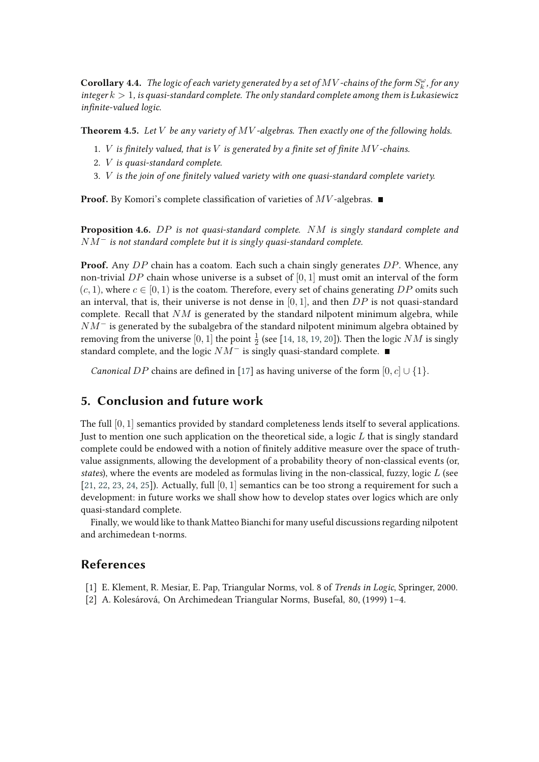**Corollary 4.4.** *The logic of each variety generated by a set of $MV$-chains of the form $S_k^\omega$, for any integer $k > 1$, is quasi-standard complete. The only standard complete among them is Łukasiewicz infinite-valued logic.*

**Theorem 4.5.** *Let $V$ be any variety of $MV$-algebras. Then exactly one of the following holds.*

1. *$V$ is finitely valued, that is $V$ is generated by a finite set of finite $MV$-chains.*
2. *$V$ is quasi-standard complete.*
3. *$V$ is the join of one finitely valued variety with one quasi-standard complete variety.*

**Proof.** By Komori's complete classification of varieties of $MV$-algebras. ∎

**Proposition 4.6.** *$DP$ is not quasi-standard complete. $NM$ is singly standard complete and $NM^-$ is not standard complete but it is singly quasi-standard complete.*

**Proof.** Any $DP$ chain has a coatom. Each such a chain singly generates $DP$. Whence, any non-trivial $DP$ chain whose universe is a subset of $[0, 1]$ must omit an interval of the form $(c, 1)$, where $c \in [0, 1)$ is the coatom. Therefore, every set of chains generating $DP$ omits such an interval, that is, their universe is not dense in $[0, 1]$, and then $DP$ is not quasi-standard complete. Recall that $NM$ is generated by the standard nilpotent minimum algebra, while $NM^-$ is generated by the subalgebra of the standard nilpotent minimum algebra obtained by removing from the universe $[0, 1]$ the point $\frac{1}{2}$ (see [14, 18, 19, 20]). Then the logic $NM$ is singly standard complete, and the logic $NM^-$ is singly quasi-standard complete. ∎

*Canonical $DP$* chains are defined in [17] as having universe of the form $[0, c] \cup \{1\}$.

## 5. Conclusion and future work

The full $[0, 1]$ semantics provided by standard completeness lends itself to several applications. Just to mention one such application on the theoretical side, a logic $L$ that is singly standard complete could be endowed with a notion of finitely additive measure over the space of truth-value assignments, allowing the development of a probability theory of non-classical events (or, *states*), where the events are modeled as formulas living in the non-classical, fuzzy, logic $L$ (see [21, 22, 23, 24, 25]). Actually, full $[0, 1]$ semantics can be too strong a requirement for such a development: in future works we shall show how to develop states over logics which are only quasi-standard complete.

Finally, we would like to thank Matteo Bianchi for many useful discussions regarding nilpotent and archimedean t-norms.

## References

[1] E. Klement, R. Mesiar, E. Pap, Triangular Norms, vol. 8 of *Trends in Logic*, Springer, 2000.

[2] A. Kolesárová, On Archimedean Triangular Norms, Busefal, 80, (1999) 1–4.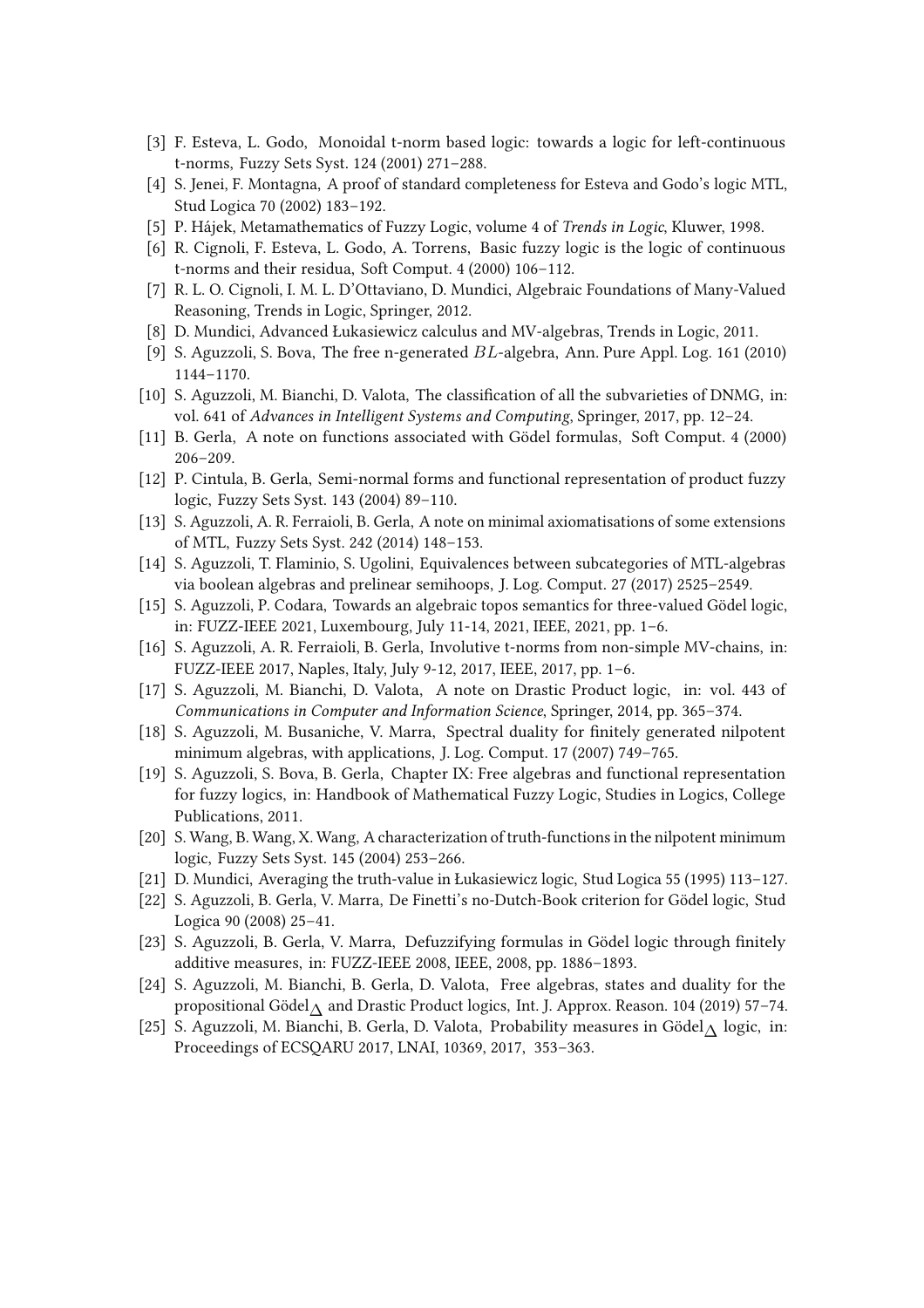[3] F. Esteva, L. Godo, Monoidal t-norm based logic: towards a logic for left-continuous t-norms, Fuzzy Sets Syst. 124 (2001) 271–288.

[4] S. Jenei, F. Montagna, A proof of standard completeness for Esteva and Godo's logic MTL, Stud Logica 70 (2002) 183–192.

[5] P. Hájek, Metamathematics of Fuzzy Logic, volume 4 of *Trends in Logic*, Kluwer, 1998.

[6] R. Cignoli, F. Esteva, L. Godo, A. Torrens, Basic fuzzy logic is the logic of continuous t-norms and their residua, Soft Comput. 4 (2000) 106–112.

[7] R. L. O. Cignoli, I. M. L. D'Ottaviano, D. Mundici, Algebraic Foundations of Many-Valued Reasoning, Trends in Logic, Springer, 2012.

[8] D. Mundici, Advanced Łukasiewicz calculus and MV-algebras, Trends in Logic, 2011.

[9] S. Aguzzoli, S. Bova, The free n-generated $BL$-algebra, Ann. Pure Appl. Log. 161 (2010) 1144–1170.

[10] S. Aguzzoli, M. Bianchi, D. Valota, The classification of all the subvarieties of DNMG, in: vol. 641 of *Advances in Intelligent Systems and Computing*, Springer, 2017, pp. 12–24.

[11] B. Gerla, A note on functions associated with Gödel formulas, Soft Comput. 4 (2000) 206–209.

[12] P. Cintula, B. Gerla, Semi-normal forms and functional representation of product fuzzy logic, Fuzzy Sets Syst. 143 (2004) 89–110.

[13] S. Aguzzoli, A. R. Ferraioli, B. Gerla, A note on minimal axiomatisations of some extensions of MTL, Fuzzy Sets Syst. 242 (2014) 148–153.

[14] S. Aguzzoli, T. Flaminio, S. Ugolini, Equivalences between subcategories of MTL-algebras via boolean algebras and prelinear semihoops, J. Log. Comput. 27 (2017) 2525–2549.

[15] S. Aguzzoli, P. Codara, Towards an algebraic topos semantics for three-valued Gödel logic, in: FUZZ-IEEE 2021, Luxembourg, July 11-14, 2021, IEEE, 2021, pp. 1–6.

[16] S. Aguzzoli, A. R. Ferraioli, B. Gerla, Involutive t-norms from non-simple MV-chains, in: FUZZ-IEEE 2017, Naples, Italy, July 9-12, 2017, IEEE, 2017, pp. 1–6.

[17] S. Aguzzoli, M. Bianchi, D. Valota, A note on Drastic Product logic, in: vol. 443 of *Communications in Computer and Information Science*, Springer, 2014, pp. 365–374.

[18] S. Aguzzoli, M. Busaniche, V. Marra, Spectral duality for finitely generated nilpotent minimum algebras, with applications, J. Log. Comput. 17 (2007) 749–765.

[19] S. Aguzzoli, S. Bova, B. Gerla, Chapter IX: Free algebras and functional representation for fuzzy logics, in: Handbook of Mathematical Fuzzy Logic, Studies in Logics, College Publications, 2011.

[20] S. Wang, B. Wang, X. Wang, A characterization of truth-functions in the nilpotent minimum logic, Fuzzy Sets Syst. 145 (2004) 253–266.

[21] D. Mundici, Averaging the truth-value in Łukasiewicz logic, Stud Logica 55 (1995) 113–127.

[22] S. Aguzzoli, B. Gerla, V. Marra, De Finetti's no-Dutch-Book criterion for Gödel logic, Stud Logica 90 (2008) 25–41.

[23] S. Aguzzoli, B. Gerla, V. Marra, Defuzzifying formulas in Gödel logic through finitely additive measures, in: FUZZ-IEEE 2008, IEEE, 2008, pp. 1886–1893.

[24] S. Aguzzoli, M. Bianchi, B. Gerla, D. Valota, Free algebras, states and duality for the propositional Gödel$_\Delta$ and Drastic Product logics, Int. J. Approx. Reason. 104 (2019) 57–74.

[25] S. Aguzzoli, M. Bianchi, B. Gerla, D. Valota, Probability measures in Gödel$_\Delta$ logic, in: Proceedings of ECSQARU 2017, LNAI, 10369, 2017, 353–363.